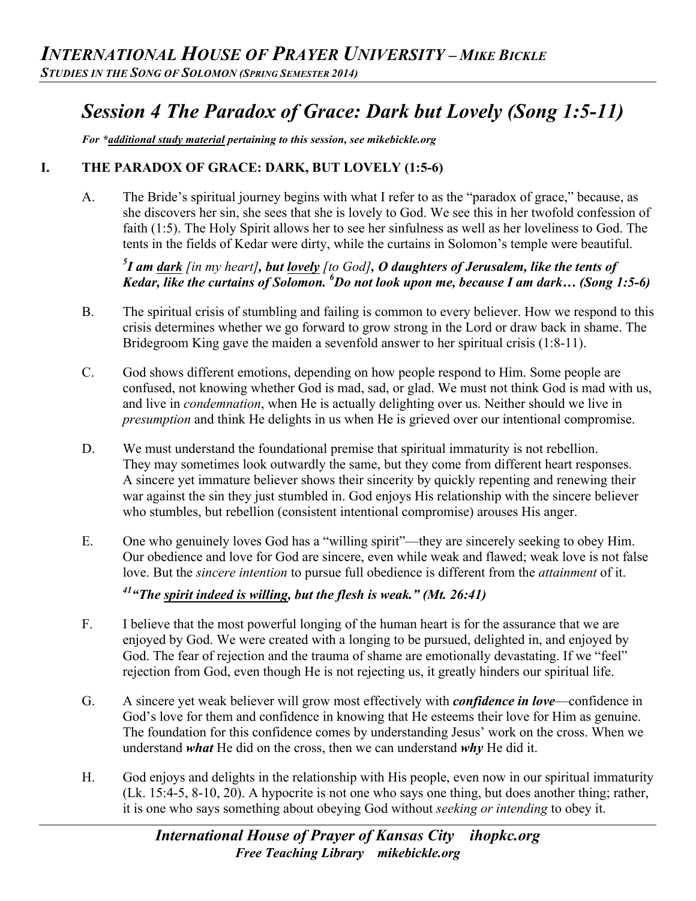# *Session 4 The Paradox of Grace: Dark but Lovely (Song 1:5-11)*

***For \*additional study material pertaining to this session, see mikebickle.org***

## I. THE PARADOX OF GRACE: DARK, BUT LOVELY (1:5-6)

A. The Bride's spiritual journey begins with what I refer to as the "paradox of grace," because, as she discovers her sin, she sees that she is lovely to God. We see this in her twofold confession of faith (1:5). The Holy Spirit allows her to see her sinfulness as well as her loveliness to God. The tents in the fields of Kedar were dirty, while the curtains in Solomon's temple were beautiful.

> ***[5]I am dark** [in my heart]**, but lovely** [to God]**, O daughters of Jerusalem, like the tents of Kedar, like the curtains of Solomon. [6]Do not look upon me, because I am dark… (Song 1:5-6)***

B. The spiritual crisis of stumbling and failing is common to every believer. How we respond to this crisis determines whether we go forward to grow strong in the Lord or draw back in shame. The Bridegroom King gave the maiden a sevenfold answer to her spiritual crisis (1:8-11).

C. God shows different emotions, depending on how people respond to Him. Some people are confused, not knowing whether God is mad, sad, or glad. We must not think God is mad with us, and live in *condemnation*, when He is actually delighting over us. Neither should we live in *presumption* and think He delights in us when He is grieved over our intentional compromise.

D. We must understand the foundational premise that spiritual immaturity is not rebellion. They may sometimes look outwardly the same, but they come from different heart responses. A sincere yet immature believer shows their sincerity by quickly repenting and renewing their war against the sin they just stumbled in. God enjoys His relationship with the sincere believer who stumbles, but rebellion (consistent intentional compromise) arouses His anger.

E. One who genuinely loves God has a "willing spirit"—they are sincerely seeking to obey Him. Our obedience and love for God are sincere, even while weak and flawed; weak love is not false love. But the *sincere intention* to pursue full obedience is different from the *attainment* of it.

> ***[41]"The spirit indeed is willing, but the flesh is weak." (Mt. 26:41)***

F. I believe that the most powerful longing of the human heart is for the assurance that we are enjoyed by God. We were created with a longing to be pursued, delighted in, and enjoyed by God. The fear of rejection and the trauma of shame are emotionally devastating. If we "feel" rejection from God, even though He is not rejecting us, it greatly hinders our spiritual life.

G. A sincere yet weak believer will grow most effectively with ***confidence in love***—confidence in God's love for them and confidence in knowing that He esteems their love for Him as genuine. The foundation for this confidence comes by understanding Jesus' work on the cross. When we understand ***what*** He did on the cross, then we can understand ***why*** He did it.

H. God enjoys and delights in the relationship with His people, even now in our spiritual immaturity (Lk. 15:4-5, 8-10, 20). A hypocrite is not one who says one thing, but does another thing; rather, it is one who says something about obeying God without *seeking or intending* to obey it.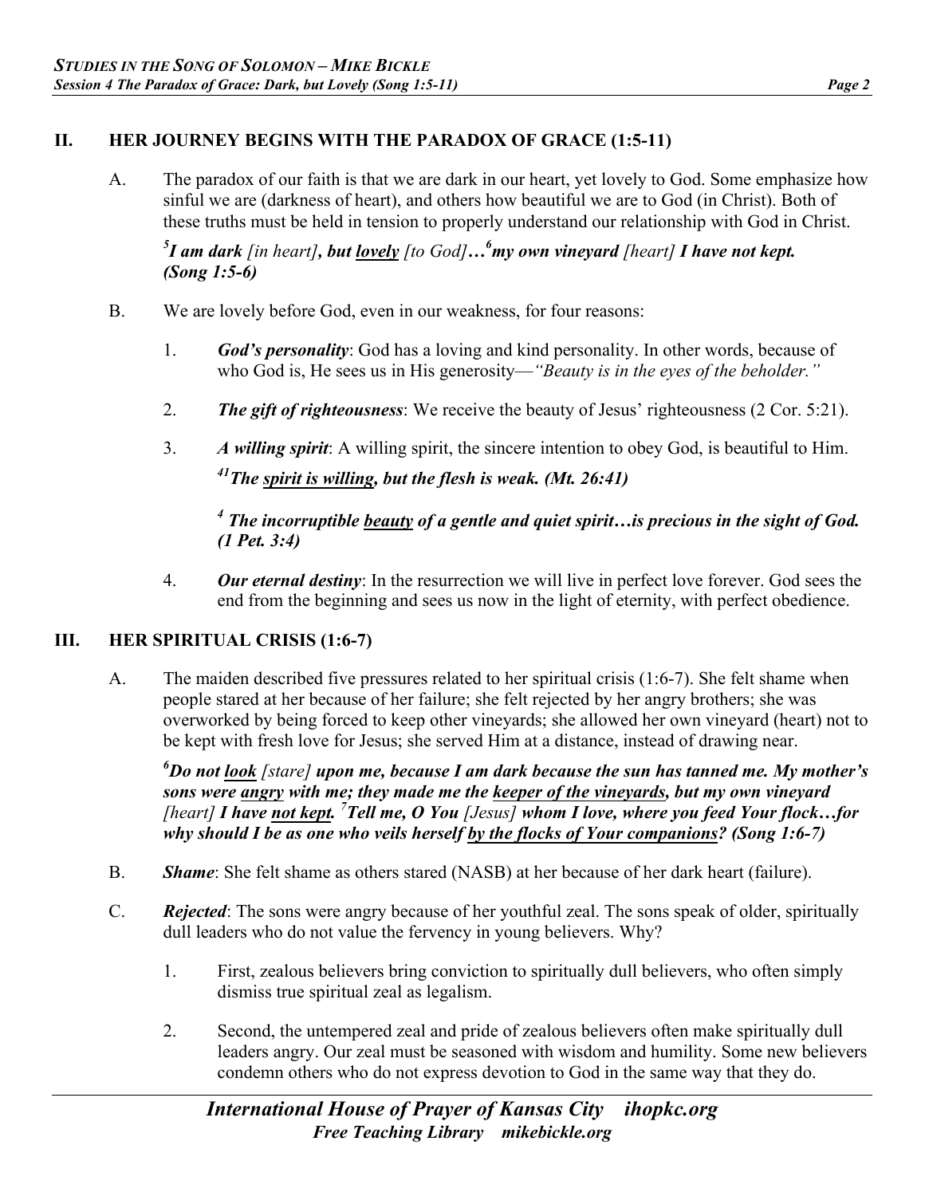## II. HER JOURNEY BEGINS WITH THE PARADOX OF GRACE (1:5-11)

A. The paradox of our faith is that we are dark in our heart, yet lovely to God. Some emphasize how sinful we are (darkness of heart), and others how beautiful we are to God (in Christ). Both of these truths must be held in tension to properly understand our relationship with God in Christ.

> ***[5]I am dark*** *[in heart]**, but <u>lovely</u>*** *[to God]***…[6]my own vineyard*** *[heart]* ***I have not kept. (Song 1:5-6)***

B. We are lovely before God, even in our weakness, for four reasons:

1. ***God's personality***: God has a loving and kind personality. In other words, because of who God is, He sees us in His generosity—*"Beauty is in the eyes of the beholder."*

2. ***The gift of righteousness***: We receive the beauty of Jesus' righteousness (2 Cor. 5:21).

3. ***A willing spirit***: A willing spirit, the sincere intention to obey God, is beautiful to Him.

   > ***[41]The <u>spirit is willing</u>, but the flesh is weak. (Mt. 26:41)***

   > ***[4] The incorruptible <u>beauty</u> of a gentle and quiet spirit…is precious in the sight of God. (1 Pet. 3:4)***

4. ***Our eternal destiny***: In the resurrection we will live in perfect love forever. God sees the end from the beginning and sees us now in the light of eternity, with perfect obedience.

## III. HER SPIRITUAL CRISIS (1:6-7)

A. The maiden described five pressures related to her spiritual crisis (1:6-7). She felt shame when people stared at her because of her failure; she felt rejected by her angry brothers; she was overworked by being forced to keep other vineyards; she allowed her own vineyard (heart) not to be kept with fresh love for Jesus; she served Him at a distance, instead of drawing near.

> ***[6]Do not <u>look</u>*** *[stare]* ***upon me, because I am dark because the sun has tanned me. My mother's sons were <u>angry</u> with me; they made me the <u>keeper of the vineyards</u>, but my own vineyard*** *[heart]* ***I have <u>not kept</u>. [7]Tell me, O You*** *[Jesus]* ***whom I love, where you feed Your flock…for why should I be as one who veils herself <u>by the flocks of Your companions</u>? (Song 1:6-7)***

B. ***Shame***: She felt shame as others stared (NASB) at her because of her dark heart (failure).

C. ***Rejected***: The sons were angry because of her youthful zeal. The sons speak of older, spiritually dull leaders who do not value the fervency in young believers. Why?

1. First, zealous believers bring conviction to spiritually dull believers, who often simply dismiss true spiritual zeal as legalism.

2. Second, the untempered zeal and pride of zealous believers often make spiritually dull leaders angry. Our zeal must be seasoned with wisdom and humility. Some new believers condemn others who do not express devotion to God in the same way that they do.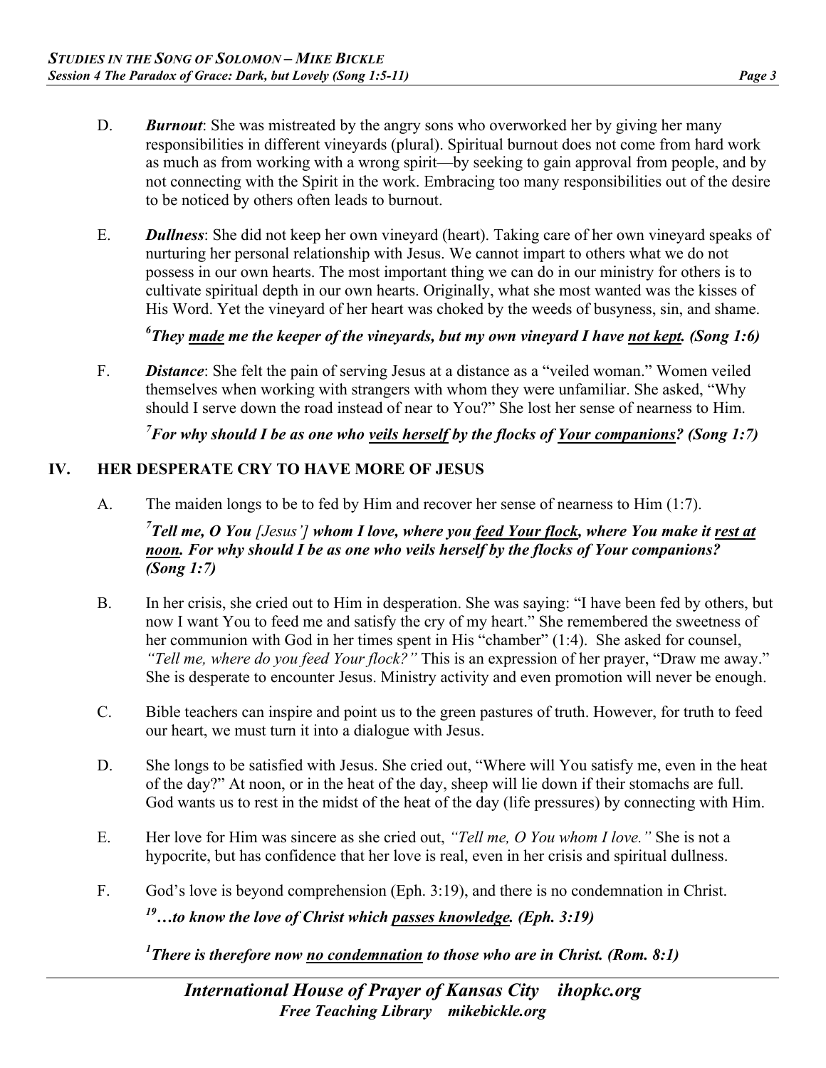D. ***Burnout***: She was mistreated by the angry sons who overworked her by giving her many responsibilities in different vineyards (plural). Spiritual burnout does not come from hard work as much as from working with a wrong spirit—by seeking to gain approval from people, and by not connecting with the Spirit in the work. Embracing too many responsibilities out of the desire to be noticed by others often leads to burnout.

E. ***Dullness***: She did not keep her own vineyard (heart). Taking care of her own vineyard speaks of nurturing her personal relationship with Jesus. We cannot impart to others what we do not possess in our own hearts. The most important thing we can do in our ministry for others is to cultivate spiritual depth in our own hearts. Originally, what she most wanted was the kisses of His Word. Yet the vineyard of her heart was choked by the weeds of busyness, sin, and shame.

***[6]They <u>made</u> me the keeper of the vineyards, but my own vineyard I have <u>not kept</u>. (Song 1:6)***

F. ***Distance***: She felt the pain of serving Jesus at a distance as a "veiled woman." Women veiled themselves when working with strangers with whom they were unfamiliar. She asked, "Why should I serve down the road instead of near to You?" She lost her sense of nearness to Him.

***[7]For why should I be as one who <u>veils herself</u> by the flocks of <u>Your companions</u>? (Song 1:7)***

## IV. HER DESPERATE CRY TO HAVE MORE OF JESUS

A. The maiden longs to be to fed by Him and recover her sense of nearness to Him (1:7).

***[7]Tell me, O You*** [Jesus'] ***whom I love, where you <u>feed Your flock</u>, where You make it <u>rest at noon</u>. For why should I be as one who veils herself by the flocks of Your companions? (Song 1:7)***

B. In her crisis, she cried out to Him in desperation. She was saying: "I have been fed by others, but now I want You to feed me and satisfy the cry of my heart." She remembered the sweetness of her communion with God in her times spent in His "chamber" (1:4). She asked for counsel, *"Tell me, where do you feed Your flock?"* This is an expression of her prayer, "Draw me away." She is desperate to encounter Jesus. Ministry activity and even promotion will never be enough.

C. Bible teachers can inspire and point us to the green pastures of truth. However, for truth to feed our heart, we must turn it into a dialogue with Jesus.

D. She longs to be satisfied with Jesus. She cried out, "Where will You satisfy me, even in the heat of the day?" At noon, or in the heat of the day, sheep will lie down if their stomachs are full. God wants us to rest in the midst of the heat of the day (life pressures) by connecting with Him.

E. Her love for Him was sincere as she cried out, *"Tell me, O You whom I love."* She is not a hypocrite, but has confidence that her love is real, even in her crisis and spiritual dullness.

F. God's love is beyond comprehension (Eph. 3:19), and there is no condemnation in Christ.

***[19]…to know the love of Christ which <u>passes knowledge</u>. (Eph. 3:19)***

***[1]There is therefore now <u>no condemnation</u> to those who are in Christ. (Rom. 8:1)***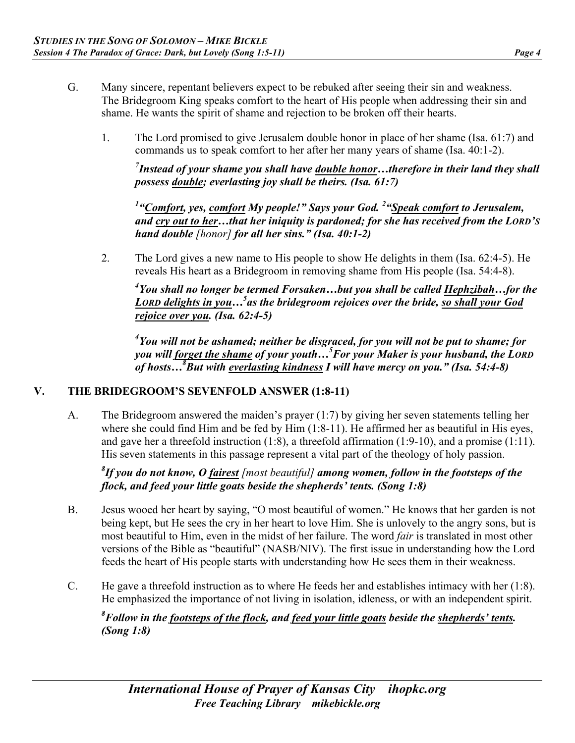G. Many sincere, repentant believers expect to be rebuked after seeing their sin and weakness. The Bridegroom King speaks comfort to the heart of His people when addressing their sin and shame. He wants the spirit of shame and rejection to be broken off their hearts.

1. The Lord promised to give Jerusalem double honor in place of her shame (Isa. 61:7) and commands us to speak comfort to her after her many years of shame (Isa. 40:1-2).

   ***[7]Instead of your shame you shall have <u>double honor</u>…therefore in their land they shall possess <u>double</u>; everlasting joy shall be theirs. (Isa. 61:7)***

   ***[1]"<u>Comfort</u>, yes, <u>comfort</u> My people!" Says your God. [2]"<u>Speak comfort</u> to Jerusalem, and <u>cry out to her</u>…that her iniquity is pardoned; for she has received from the LORD'S hand double*** *[honor]* ***for all her sins." (Isa. 40:1-2)***

2. The Lord gives a new name to His people to show He delights in them (Isa. 62:4-5). He reveals His heart as a Bridegroom in removing shame from His people (Isa. 54:4-8).

   ***[4]You shall no longer be termed Forsaken…but you shall be called <u>Hephzibah</u>…for the <u>LORD delights in you</u>…[5]as the bridegroom rejoices over the bride, <u>so shall your God rejoice over you</u>. (Isa. 62:4-5)***

   ***[4]You will <u>not be ashamed</u>; neither be disgraced, for you will not be put to shame; for you will <u>forget the shame</u> of your youth…[5]For your Maker is your husband, the LORD of hosts…[8]But with <u>everlasting kindness</u> I will have mercy on you." (Isa. 54:4-8)***

## V. THE BRIDEGROOM'S SEVENFOLD ANSWER (1:8-11)

A. The Bridegroom answered the maiden's prayer (1:7) by giving her seven statements telling her where she could find Him and be fed by Him (1:8-11). He affirmed her as beautiful in His eyes, and gave her a threefold instruction (1:8), a threefold affirmation (1:9-10), and a promise (1:11). His seven statements in this passage represent a vital part of the theology of holy passion.

   ***[8]If you do not know, O <u>fairest</u>*** *[most beautiful]* ***among women, follow in the footsteps of the flock, and feed your little goats beside the shepherds' tents. (Song 1:8)***

B. Jesus wooed her heart by saying, "O most beautiful of women." He knows that her garden is not being kept, but He sees the cry in her heart to love Him. She is unlovely to the angry sons, but is most beautiful to Him, even in the midst of her failure. The word *fair* is translated in most other versions of the Bible as "beautiful" (NASB/NIV). The first issue in understanding how the Lord feeds the heart of His people starts with understanding how He sees them in their weakness.

C. He gave a threefold instruction as to where He feeds her and establishes intimacy with her (1:8). He emphasized the importance of not living in isolation, idleness, or with an independent spirit.

   ***[8]Follow in the <u>footsteps of the flock</u>, and <u>feed your little goats</u> beside the <u>shepherds' tents</u>. (Song 1:8)***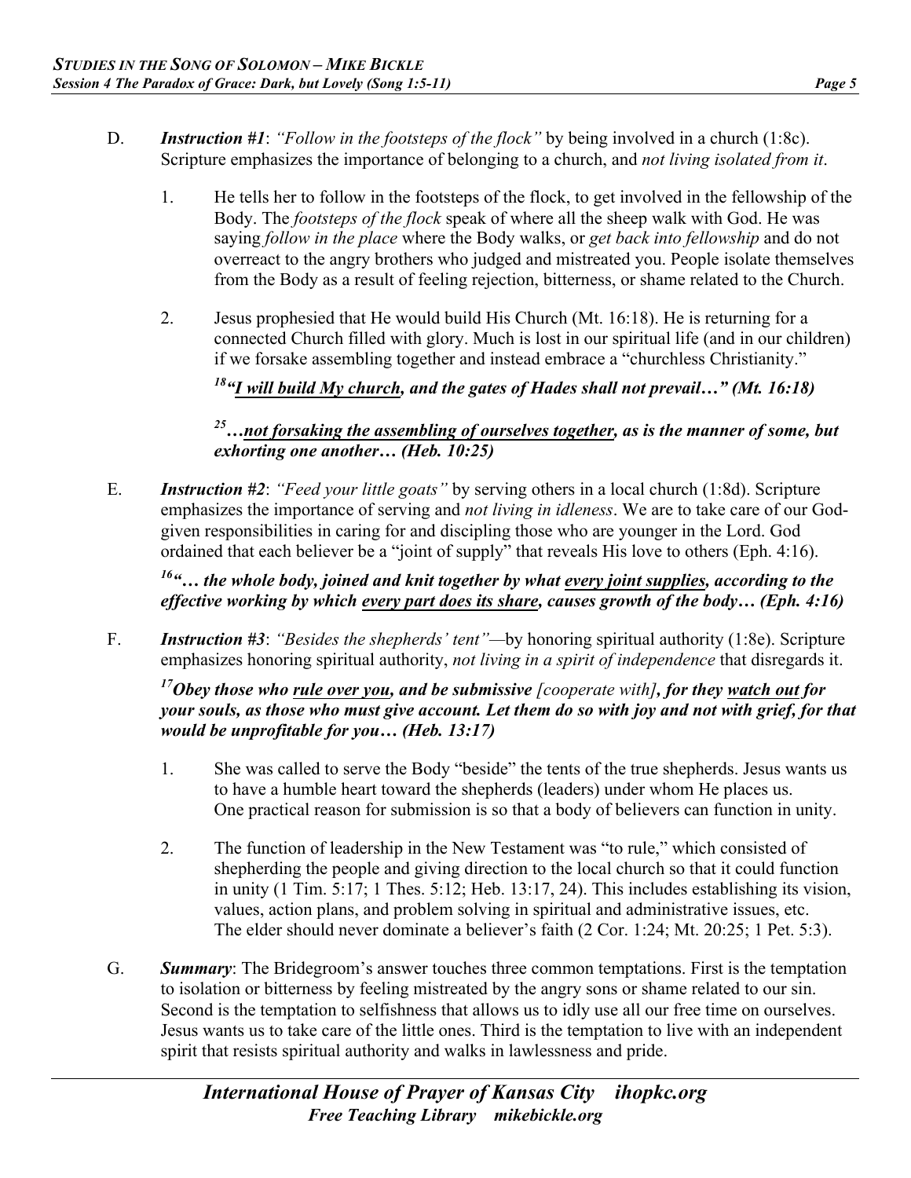D. ***Instruction #1***: *"Follow in the footsteps of the flock"* by being involved in a church (1:8c). Scripture emphasizes the importance of belonging to a church, and *not living isolated from it*.

1. He tells her to follow in the footsteps of the flock, to get involved in the fellowship of the Body. The *footsteps of the flock* speak of where all the sheep walk with God. He was saying *follow in the place* where the Body walks, or *get back into fellowship* and do not overreact to the angry brothers who judged and mistreated you. People isolate themselves from the Body as a result of feeling rejection, bitterness, or shame related to the Church.

2. Jesus prophesied that He would build His Church (Mt. 16:18). He is returning for a connected Church filled with glory. Much is lost in our spiritual life (and in our children) if we forsake assembling together and instead embrace a "churchless Christianity."

   ***[18]"<u>I will build My church</u>, and the gates of Hades shall not prevail…" (Mt. 16:18)***

   ***[25]…<u>not forsaking the assembling of ourselves together</u>, as is the manner of some, but exhorting one another… (Heb. 10:25)***

E. ***Instruction #2***: *"Feed your little goats"* by serving others in a local church (1:8d). Scripture emphasizes the importance of serving and *not living in idleness*. We are to take care of our God-given responsibilities in caring for and discipling those who are younger in the Lord. God ordained that each believer be a "joint of supply" that reveals His love to others (Eph. 4:16).

***[16]"… the whole body, joined and knit together by what <u>every joint supplies</u>, according to the effective working by which <u>every part does its share</u>, causes growth of the body… (Eph. 4:16)***

F. ***Instruction #3***: *"Besides the shepherds' tent"*—by honoring spiritual authority (1:8e). Scripture emphasizes honoring spiritual authority, *not living in a spirit of independence* that disregards it.

***[17]Obey those who <u>rule over you</u>, and be submissive** [cooperate with]**, for they <u>watch out</u> for your souls, as those who must give account. Let them do so with joy and not with grief, for that would be unprofitable for you… (Heb. 13:17)***

1. She was called to serve the Body "beside" the tents of the true shepherds. Jesus wants us to have a humble heart toward the shepherds (leaders) under whom He places us. One practical reason for submission is so that a body of believers can function in unity.

2. The function of leadership in the New Testament was "to rule," which consisted of shepherding the people and giving direction to the local church so that it could function in unity (1 Tim. 5:17; 1 Thes. 5:12; Heb. 13:17, 24). This includes establishing its vision, values, action plans, and problem solving in spiritual and administrative issues, etc. The elder should never dominate a believer's faith (2 Cor. 1:24; Mt. 20:25; 1 Pet. 5:3).

G. ***Summary***: The Bridegroom's answer touches three common temptations. First is the temptation to isolation or bitterness by feeling mistreated by the angry sons or shame related to our sin. Second is the temptation to selfishness that allows us to idly use all our free time on ourselves. Jesus wants us to take care of the little ones. Third is the temptation to live with an independent spirit that resists spiritual authority and walks in lawlessness and pride.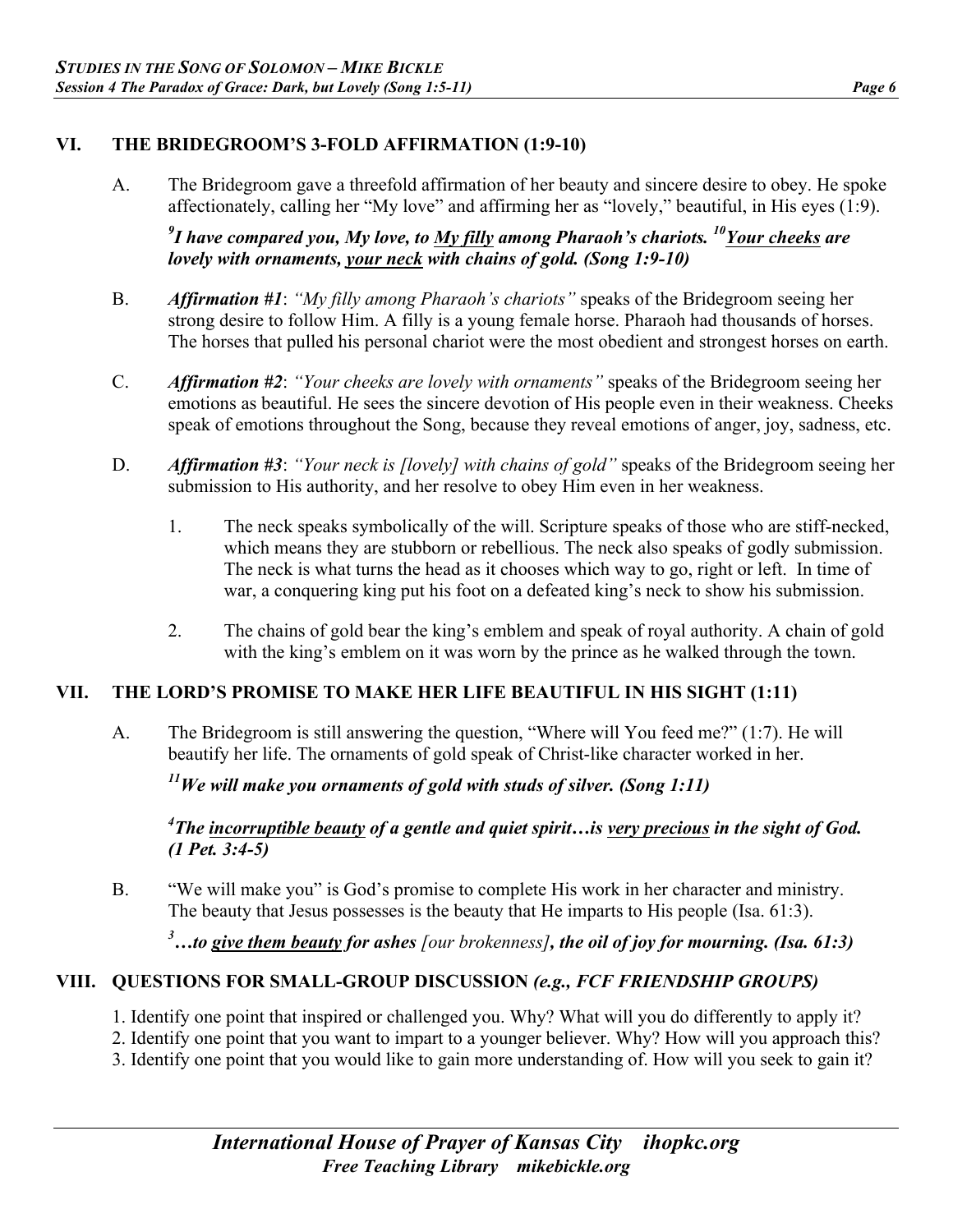## VI. THE BRIDEGROOM'S 3-FOLD AFFIRMATION (1:9-10)

A. The Bridegroom gave a threefold affirmation of her beauty and sincere desire to obey. He spoke affectionately, calling her "My love" and affirming her as "lovely," beautiful, in His eyes (1:9).

***[9]I have compared you, My love, to <u>My filly</u> among Pharaoh's chariots. [10]<u>Your cheeks</u> are lovely with ornaments, <u>your neck</u> with chains of gold. (Song 1:9-10)***

B. ***Affirmation #1***: *"My filly among Pharaoh's chariots"* speaks of the Bridegroom seeing her strong desire to follow Him. A filly is a young female horse. Pharaoh had thousands of horses. The horses that pulled his personal chariot were the most obedient and strongest horses on earth.

C. ***Affirmation #2***: *"Your cheeks are lovely with ornaments"* speaks of the Bridegroom seeing her emotions as beautiful. He sees the sincere devotion of His people even in their weakness. Cheeks speak of emotions throughout the Song, because they reveal emotions of anger, joy, sadness, etc.

D. ***Affirmation #3***: *"Your neck is [lovely] with chains of gold"* speaks of the Bridegroom seeing her submission to His authority, and her resolve to obey Him even in her weakness.

1. The neck speaks symbolically of the will. Scripture speaks of those who are stiff-necked, which means they are stubborn or rebellious. The neck also speaks of godly submission. The neck is what turns the head as it chooses which way to go, right or left. In time of war, a conquering king put his foot on a defeated king's neck to show his submission.

2. The chains of gold bear the king's emblem and speak of royal authority. A chain of gold with the king's emblem on it was worn by the prince as he walked through the town.

## VII. THE LORD'S PROMISE TO MAKE HER LIFE BEAUTIFUL IN HIS SIGHT (1:11)

A. The Bridegroom is still answering the question, "Where will You feed me?" (1:7). He will beautify her life. The ornaments of gold speak of Christ-like character worked in her.

***[11]We will make you ornaments of gold with studs of silver. (Song 1:11)***

***[4]The <u>incorruptible beauty</u> of a gentle and quiet spirit…is <u>very precious</u> in the sight of God. (1 Pet. 3:4-5)***

B. "We will make you" is God's promise to complete His work in her character and ministry. The beauty that Jesus possesses is the beauty that He imparts to His people (Isa. 61:3).

***[3]…to <u>give them beauty</u> for ashes*** *[our brokenness]****, the oil of joy for mourning. (Isa. 61:3)***

## VIII. QUESTIONS FOR SMALL-GROUP DISCUSSION *(e.g., FCF FRIENDSHIP GROUPS)*

1. Identify one point that inspired or challenged you. Why? What will you do differently to apply it?
2. Identify one point that you want to impart to a younger believer. Why? How will you approach this?
3. Identify one point that you would like to gain more understanding of. How will you seek to gain it?